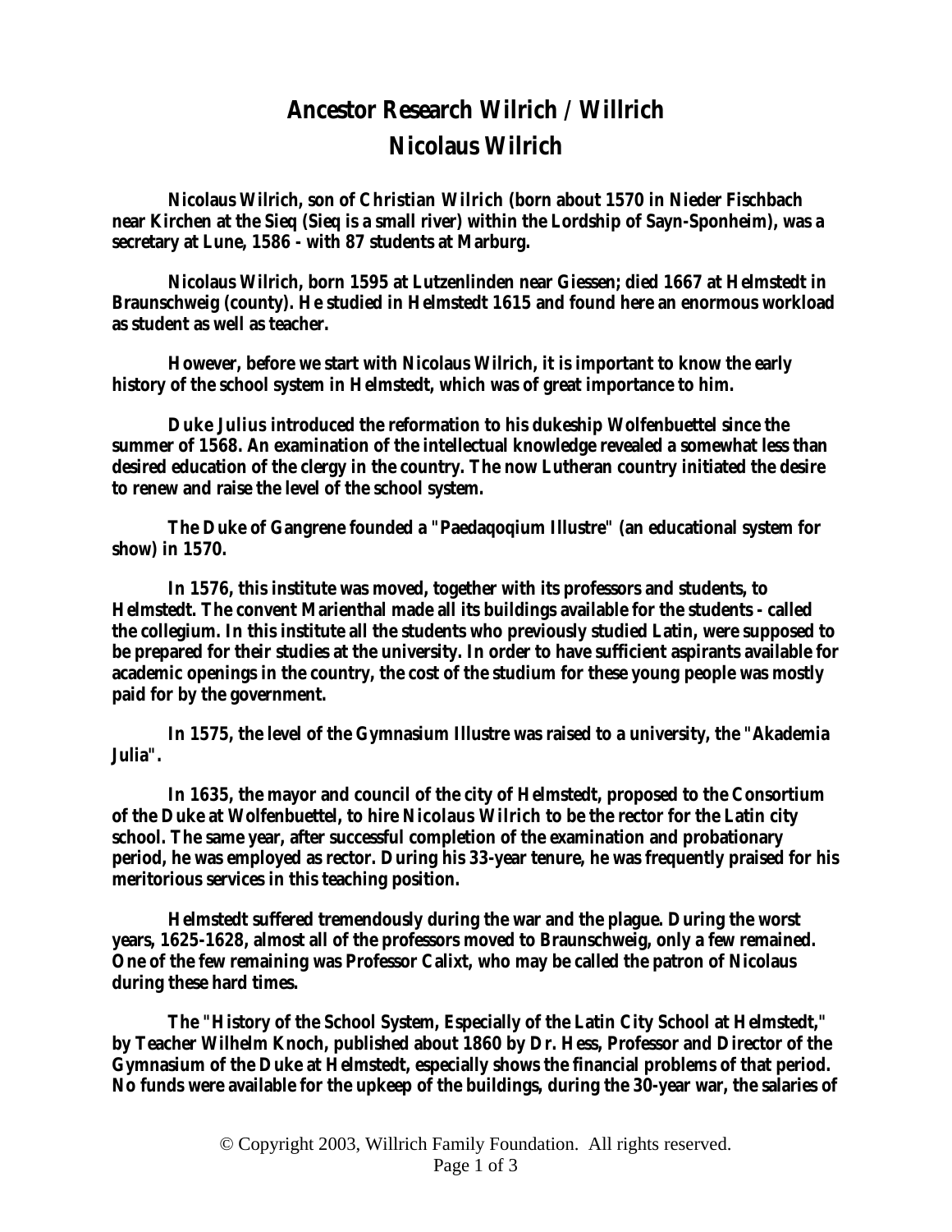# Ancestor Research Wilrich / Willrich

# Nicolaus Wilrich

**Nicolaus Wilrich, son of Christian Wilrich (born about 1570 in Nieder Fischbach near Kirchen at the Sieq (Sieq is a small river) within the Lordship of Sayn-Sponheim), was a secretary at Lune, 1586 - with 87 students at Marburg.**

**Nicolaus Wilrich, born 1595 at Lutzenlinden near Giessen; died 1667 at Helmstedt in Braunschweig (county). He studied in Helmstedt 1615 and found here an enormous workload as student as well as teacher.**

**However, before we start with Nicolaus Wilrich, it is important to know the early history of the school system in Helmstedt, which was of great importance to him.**

**Duke Julius introduced the reformation to his dukeship Wolfenbuettel since the summer of 1568. An examination of the intellectual knowledge revealed a somewhat less than desired education of the clergy in the country. The now Lutheran country initiated the desire to renew and raise the level of the school system.**

**The Duke of Gangrene founded a "Paedaqoqium Illustre" (an educational system for show) in 1570.**

**In 1576, this institute was moved, together with its professors and students, to Helmstedt. The convent Marienthal made all its buildings available for the students - called the collegium. In this institute all the students who previously studied Latin, were supposed to be prepared for their studies at the university. In order to have sufficient aspirants available for academic openings in the country, the cost of the studium for these young people was mostly paid for by the government.**

**In 1575, the level of the Gymnasium Illustre was raised to a university, the "Akademia Julia".**

**In 1635, the mayor and council of the city of Helmstedt, proposed to the Consortium of the Duke at Wolfenbuettel, to hire Nicolaus Wilrich to be the rector for the Latin city school. The same year, after successful completion of the examination and probationary period, he was employed as rector. During his 33-year tenure, he was frequently praised for his meritorious services in this teaching position.**

**Helmstedt suffered tremendously during the war and the plague. During the worst years, 1625-1628, almost all of the professors moved to Braunschweig, only a few remained. One of the few remaining was Professor Calixt, who may be called the patron of Nicolaus during these hard times.**

**The "History of the School System, Especially of the Latin City School at Helmstedt," by Teacher Wilhelm Knoch, published about 1860 by Dr. Hess, Professor and Director of the Gymnasium of the Duke at Helmstedt, especially shows the financial problems of that period. No funds were available for the upkeep of the buildings, during the 30-year war, the salaries of**

© Copyright 2003, Willrich Family Foundation. All rights reserved.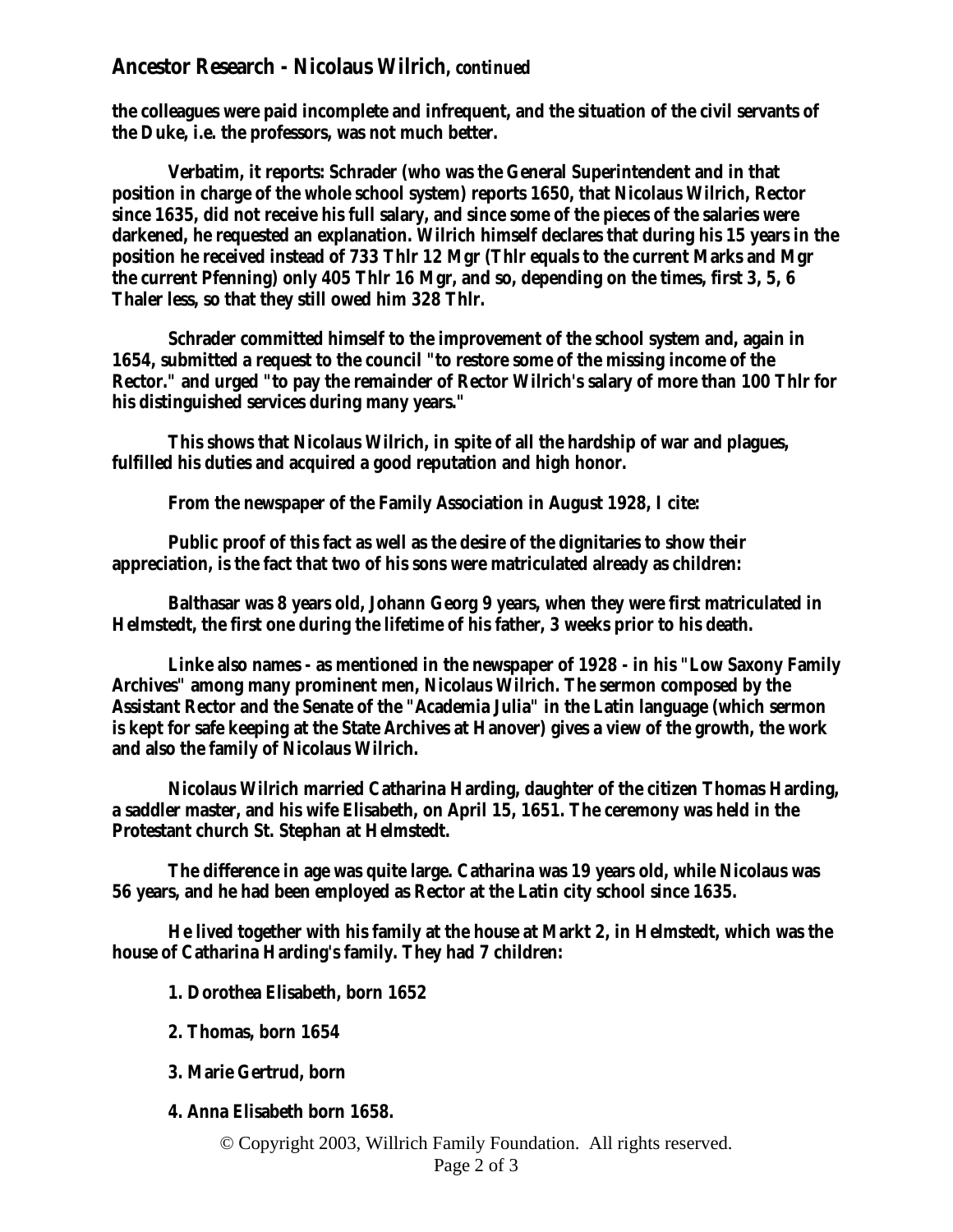the colleagues were paid incomplete and infrequent, and the situation of the civil servants of the Duke, i.e. the professors, was not much better.

Verbatim, it reports: Schrader (who was the General Superintendent and in that position in charge of the whole school system) reports 1650, that Nicolaus Wilrich, Rector since 1635, did not receive his full salary, and since some of the pieces of the salaries were darkened, he requested an explanation. Wilrich himself declares that during his 15 years in the position he received instead of 733 Thlr 12 Mgr (Thlr equals to the current Marks and Mgr the current Pfenning) only 405 Thlr 16 Mgr, and so, depending on the times, first 3, 5, 6 Thaler less, so that they still owed him 328 Thlr.

Schrader committed himself to the improvement of the school system and, again in 1654, submitted a request to the council "to restore some of the missing income of the Rector." and urged "to pay the remainder of Rector Wilrich's salary of more than 100 Thlr for his distinguished services during many years."

This shows that Nicolaus Wilrich, in spite of all the hardship of war and plagues, fulfilled his duties and acquired a good reputation and high honor.

From the newspaper of the Family Association in August 1928, I cite:

Public proof of this fact as well as the desire of the dignitaries to show their appreciation, is the fact that two of his sons were matriculated already as children:

Balthasar was 8 years old, Johann Georg 9 years, when they were first matriculated in Helmstedt, the first one during the lifetime of his father, 3 weeks prior to his death.

Linke also names - as mentioned in the newspaper of 1928 - in his "Low Saxony Family Archives" among many prominent men, Nicolaus Wilrich. The sermon composed by the Assistant Rector and the Senate of the "Academia Julia" in the Latin language (which sermon is kept for safe keeping at the State Archives at Hanover) gives a view of the growth, the work and also the family of Nicolaus Wilrich.

Nicolaus Wilrich married Catharina Harding, daughter of the citizen Thomas Harding, a saddler master, and his wife Elisabeth, on April 15, 1651. The ceremony was held in the Protestant church St. Stephan at Helmstedt.

The difference in age was quite large. Catharina was 19 years old, while Nicolaus was 56 years, and he had been employed as Rector at the Latin city school since 1635.

He lived together with his family at the house at Markt 2, in Helmstedt, which was the house of Catharina Harding's family. They had 7 children:

1. Dorothea Elisabeth, born 1652

2. Thomas, born 1654

3. Marie Gertrud, born

4. Anna Elisabeth born 1658.

© Copyright 2003, Willrich Family Foundation. All rights reserved.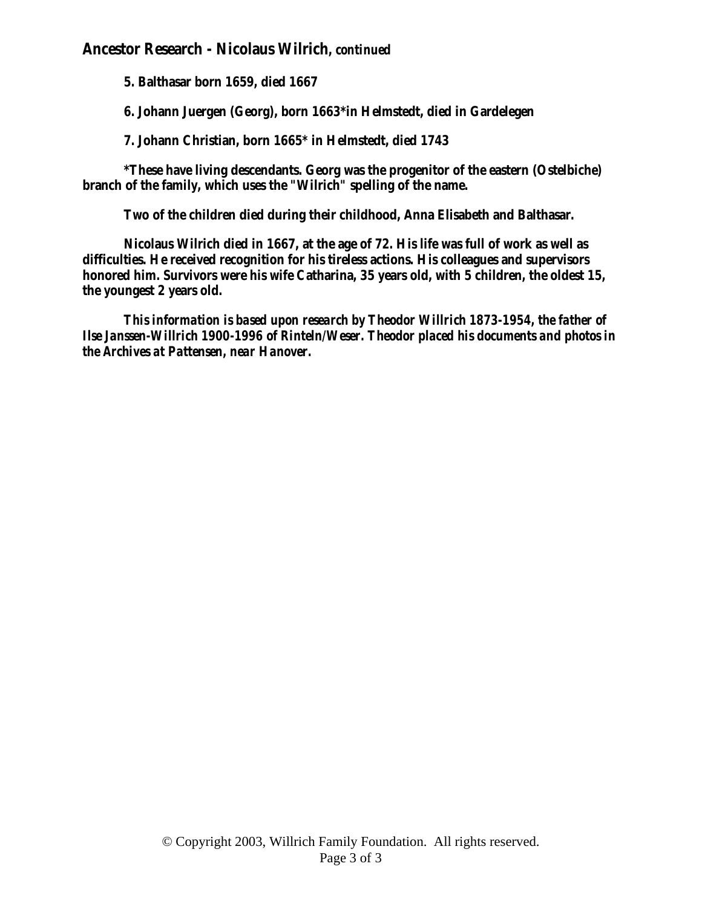## Ancestor Research - Nicolaus Wilrich, *continued*

**5. Balthasar born 1659, died 1667**

**6. Johann Juergen (Georg), born 1663*in Helmstedt, died in Gardelegen**

**7. Johann Christian, born 1665* in Helmstedt, died 1743**

**\*These have living descendants. Georg was the progenitor of the eastern (Ostelbiche) branch of the family, which uses the "Wilrich" spelling of the name.**

**Two of the children died during their childhood, Anna Elisabeth and Balthasar.**

**Nicolaus Wilrich died in 1667, at the age of 72. His life was full of work as well as difficulties. He received recognition for his tireless actions. His colleagues and supervisors honored him. Survivors were his wife Catharina, 35 years old, with 5 children, the oldest 15, the youngest 2 years old.**

***This information is based upon research by Theodor Willrich 1873-1954, the father of Ilse Janssen-Willrich 1900-1996 of Rinteln/Weser. Theodor placed his documents and photos in the Archives at Pattensen, near Hanover.***

© Copyright 2003, Willrich Family Foundation. All rights reserved.